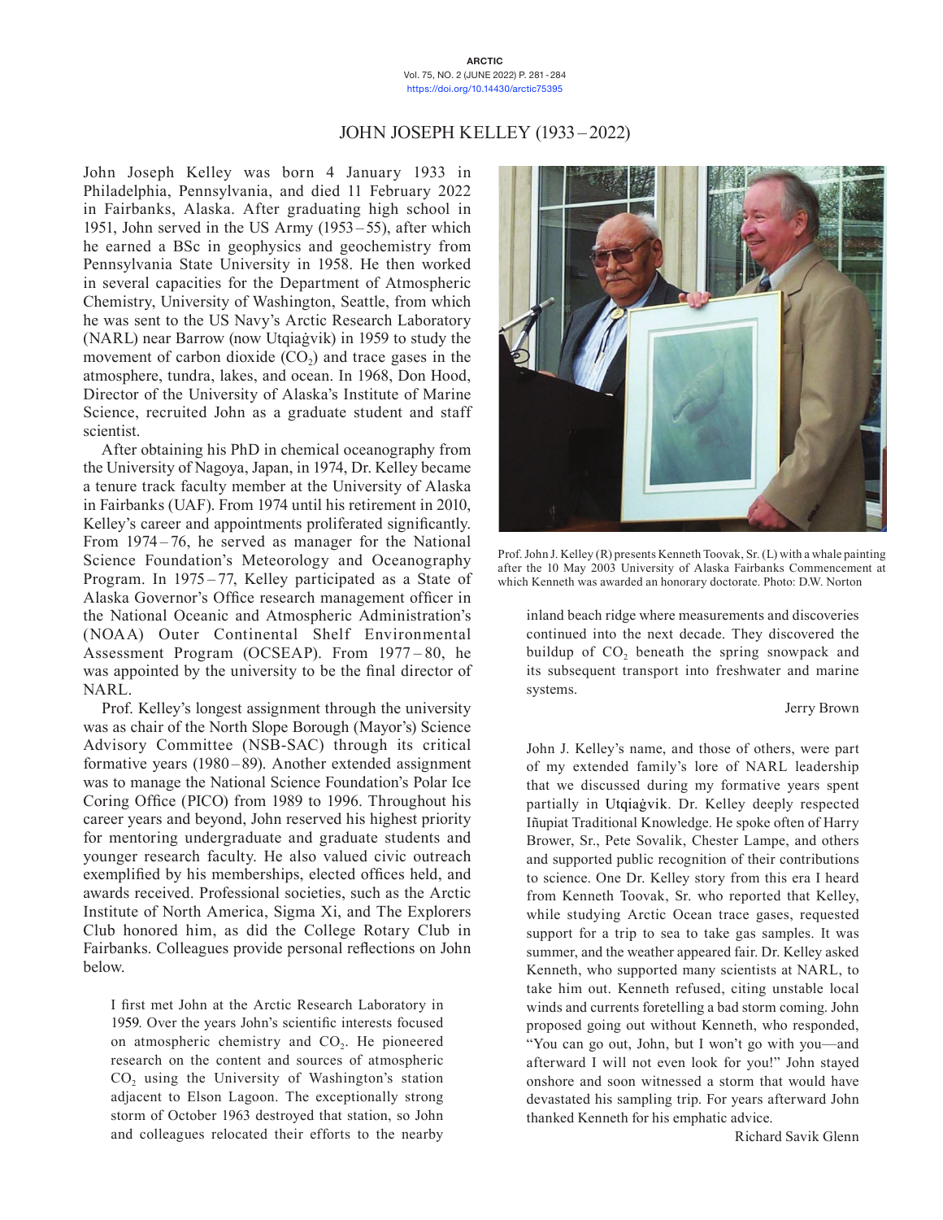# JOHN JOSEPH KELLEY (1933 – 2022)

John Joseph Kelley was born 4 January 1933 in Philadelphia, Pennsylvania, and died 11 February 2022 in Fairbanks, Alaska. After graduating high school in 1951, John served in the US Army (1953 – 55), after which he earned a BSc in geophysics and geochemistry from Pennsylvania State University in 1958. He then worked in several capacities for the Department of Atmospheric Chemistry, University of Washington, Seattle, from which he was sent to the US Navy's Arctic Research Laboratory (NARL) near Barrow (now Utqiaġvik) in 1959 to study the movement of carbon dioxide ($CO_2$) and trace gases in the atmosphere, tundra, lakes, and ocean. In 1968, Don Hood, Director of the University of Alaska's Institute of Marine Science, recruited John as a graduate student and staff scientist.

After obtaining his PhD in chemical oceanography from the University of Nagoya, Japan, in 1974, Dr. Kelley became a tenure track faculty member at the University of Alaska in Fairbanks (UAF). From 1974 until his retirement in 2010, Kelley's career and appointments proliferated significantly. From 1974 – 76, he served as manager for the National Science Foundation's Meteorology and Oceanography Program. In 1975 – 77, Kelley participated as a State of Alaska Governor's Office research management officer in the National Oceanic and Atmospheric Administration's (NOAA) Outer Continental Shelf Environmental Assessment Program (OCSEAP). From 1977 – 80, he was appointed by the university to be the final director of NARL.

Prof. Kelley's longest assignment through the university was as chair of the North Slope Borough (Mayor's) Science Advisory Committee (NSB-SAC) through its critical formative years (1980 – 89). Another extended assignment was to manage the National Science Foundation's Polar Ice Coring Office (PICO) from 1989 to 1996. Throughout his career years and beyond, John reserved his highest priority for mentoring undergraduate and graduate students and younger research faculty. He also valued civic outreach exemplified by his memberships, elected offices held, and awards received. Professional societies, such as the Arctic Institute of North America, Sigma Xi, and The Explorers Club honored him, as did the College Rotary Club in Fairbanks. Colleagues provide personal reflections on John below.

> I first met John at the Arctic Research Laboratory in 1959. Over the years John's scientific interests focused on atmospheric chemistry and $CO_2$. He pioneered research on the content and sources of atmospheric $CO_2$ using the University of Washington's station adjacent to Elson Lagoon. The exceptionally strong storm of October 1963 destroyed that station, so John and colleagues relocated their efforts to the nearby inland beach ridge where measurements and discoveries continued into the next decade. They discovered the buildup of $CO_2$ beneath the spring snowpack and its subsequent transport into freshwater and marine systems.
>
> Jerry Brown

Prof. John J. Kelley (R) presents Kenneth Toovak, Sr. (L) with a whale painting after the 10 May 2003 University of Alaska Fairbanks Commencement at which Kenneth was awarded an honorary doctorate. Photo: D.W. Norton

> John J. Kelley's name, and those of others, were part of my extended family's lore of NARL leadership that we discussed during my formative years spent partially in Utqiaġvik. Dr. Kelley deeply respected Iñupiat Traditional Knowledge. He spoke often of Harry Brower, Sr., Pete Sovalik, Chester Lampe, and others and supported public recognition of their contributions to science. One Dr. Kelley story from this era I heard from Kenneth Toovak, Sr. who reported that Kelley, while studying Arctic Ocean trace gases, requested support for a trip to sea to take gas samples. It was summer, and the weather appeared fair. Dr. Kelley asked Kenneth, who supported many scientists at NARL, to take him out. Kenneth refused, citing unstable local winds and currents foretelling a bad storm coming. John proposed going out without Kenneth, who responded, "You can go out, John, but I won't go with you—and afterward I will not even look for you!" John stayed onshore and soon witnessed a storm that would have devastated his sampling trip. For years afterward John thanked Kenneth for his emphatic advice.
>
> Richard Savik Glenn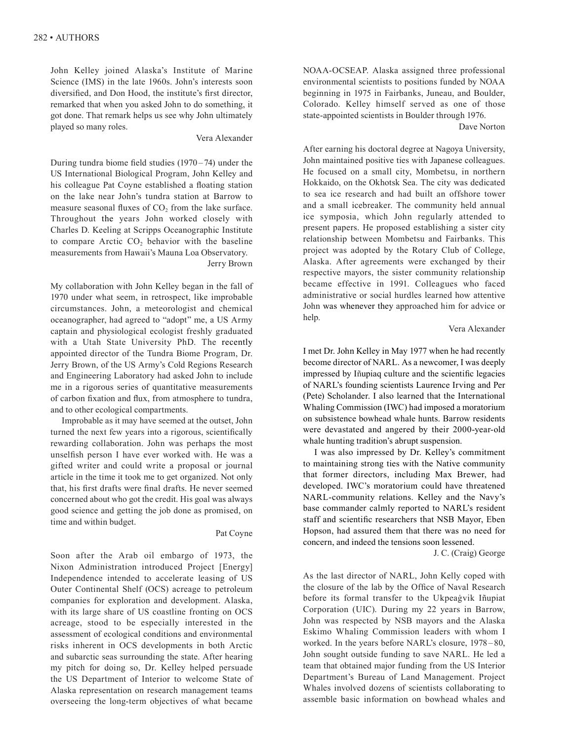John Kelley joined Alaska's Institute of Marine Science (IMS) in the late 1960s. John's interests soon diversified, and Don Hood, the institute's first director, remarked that when you asked John to do something, it got done. That remark helps us see why John ultimately played so many roles.

Vera Alexander

During tundra biome field studies (1970–74) under the US International Biological Program, John Kelley and his colleague Pat Coyne established a floating station on the lake near John's tundra station at Barrow to measure seasonal fluxes of $CO_2$ from the lake surface. Throughout the years John worked closely with Charles D. Keeling at Scripps Oceanographic Institute to compare Arctic $CO_2$ behavior with the baseline measurements from Hawaii's Mauna Loa Observatory.

Jerry Brown

My collaboration with John Kelley began in the fall of 1970 under what seem, in retrospect, like improbable circumstances. John, a meteorologist and chemical oceanographer, had agreed to "adopt" me, a US Army captain and physiological ecologist freshly graduated with a Utah State University PhD. The recently appointed director of the Tundra Biome Program, Dr. Jerry Brown, of the US Army's Cold Regions Research and Engineering Laboratory had asked John to include me in a rigorous series of quantitative measurements of carbon fixation and flux, from atmosphere to tundra, and to other ecological compartments.

Improbable as it may have seemed at the outset, John turned the next few years into a rigorous, scientifically rewarding collaboration. John was perhaps the most unselfish person I have ever worked with. He was a gifted writer and could write a proposal or journal article in the time it took me to get organized. Not only that, his first drafts were final drafts. He never seemed concerned about who got the credit. His goal was always good science and getting the job done as promised, on time and within budget.

Pat Coyne

Soon after the Arab oil embargo of 1973, the Nixon Administration introduced Project [Energy] Independence intended to accelerate leasing of US Outer Continental Shelf (OCS) acreage to petroleum companies for exploration and development. Alaska, with its large share of US coastline fronting on OCS acreage, stood to be especially interested in the assessment of ecological conditions and environmental risks inherent in OCS developments in both Arctic and subarctic seas surrounding the state. After hearing my pitch for doing so, Dr. Kelley helped persuade the US Department of Interior to welcome State of Alaska representation on research management teams overseeing the long-term objectives of what became NOAA-OCSEAP. Alaska assigned three professional environmental scientists to positions funded by NOAA beginning in 1975 in Fairbanks, Juneau, and Boulder, Colorado. Kelley himself served as one of those state-appointed scientists in Boulder through 1976.

Dave Norton

After earning his doctoral degree at Nagoya University, John maintained positive ties with Japanese colleagues. He focused on a small city, Mombetsu, in northern Hokkaido, on the Okhotsk Sea. The city was dedicated to sea ice research and had built an offshore tower and a small icebreaker. The community held annual ice symposia, which John regularly attended to present papers. He proposed establishing a sister city relationship between Mombetsu and Fairbanks. This project was adopted by the Rotary Club of College, Alaska. After agreements were exchanged by their respective mayors, the sister community relationship became effective in 1991. Colleagues who faced administrative or social hurdles learned how attentive John was whenever they approached him for advice or help.

Vera Alexander

I met Dr. John Kelley in May 1977 when he had recently become director of NARL. As a newcomer, I was deeply impressed by Iñupiaq culture and the scientific legacies of NARL's founding scientists Laurence Irving and Per (Pete) Scholander. I also learned that the International Whaling Commission (IWC) had imposed a moratorium on subsistence bowhead whale hunts. Barrow residents were devastated and angered by their 2000-year-old whale hunting tradition's abrupt suspension.

I was also impressed by Dr. Kelley's commitment to maintaining strong ties with the Native community that former directors, including Max Brewer, had developed. IWC's moratorium could have threatened NARL-community relations. Kelley and the Navy's base commander calmly reported to NARL's resident staff and scientific researchers that NSB Mayor, Eben Hopson, had assured them that there was no need for concern, and indeed the tensions soon lessened.

J. C. (Craig) George

As the last director of NARL, John Kelly coped with the closure of the lab by the Office of Naval Research before its formal transfer to the Ukpeaġvik Iñupiat Corporation (UIC). During my 22 years in Barrow, John was respected by NSB mayors and the Alaska Eskimo Whaling Commission leaders with whom I worked. In the years before NARL's closure, 1978–80, John sought outside funding to save NARL. He led a team that obtained major funding from the US Interior Department's Bureau of Land Management. Project Whales involved dozens of scientists collaborating to assemble basic information on bowhead whales and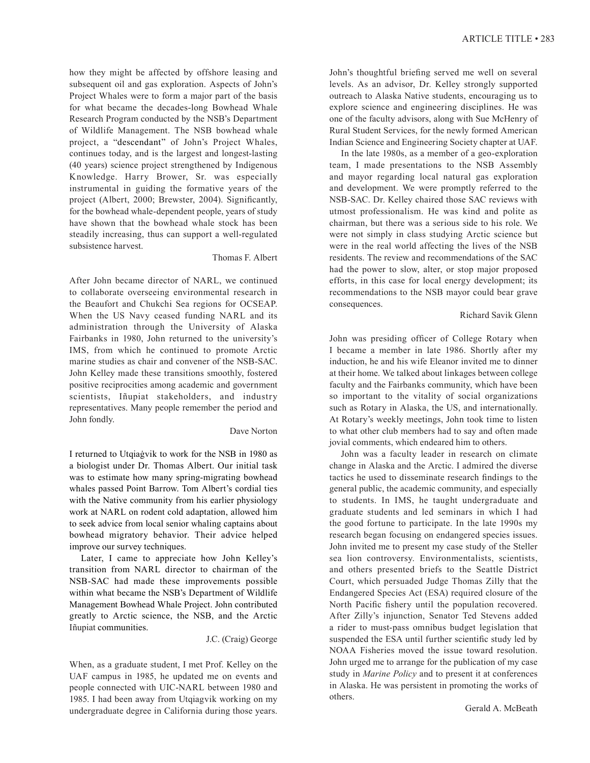how they might be affected by offshore leasing and subsequent oil and gas exploration. Aspects of John's Project Whales were to form a major part of the basis for what became the decades-long Bowhead Whale Research Program conducted by the NSB's Department of Wildlife Management. The NSB bowhead whale project, a "descendant" of John's Project Whales, continues today, and is the largest and longest-lasting (40 years) science project strengthened by Indigenous Knowledge. Harry Brower, Sr. was especially instrumental in guiding the formative years of the project (Albert, 2000; Brewster, 2004). Significantly, for the bowhead whale-dependent people, years of study have shown that the bowhead whale stock has been steadily increasing, thus can support a well-regulated subsistence harvest.

Thomas F. Albert

After John became director of NARL, we continued to collaborate overseeing environmental research in the Beaufort and Chukchi Sea regions for OCSEAP. When the US Navy ceased funding NARL and its administration through the University of Alaska Fairbanks in 1980, John returned to the university's IMS, from which he continued to promote Arctic marine studies as chair and convener of the NSB-SAC. John Kelley made these transitions smoothly, fostered positive reciprocities among academic and government scientists, Iñupiat stakeholders, and industry representatives. Many people remember the period and John fondly.

Dave Norton

I returned to Utqiaġvik to work for the NSB in 1980 as a biologist under Dr. Thomas Albert. Our initial task was to estimate how many spring-migrating bowhead whales passed Point Barrow. Tom Albert's cordial ties with the Native community from his earlier physiology work at NARL on rodent cold adaptation, allowed him to seek advice from local senior whaling captains about bowhead migratory behavior. Their advice helped improve our survey techniques.

Later, I came to appreciate how John Kelley's transition from NARL director to chairman of the NSB-SAC had made these improvements possible within what became the NSB's Department of Wildlife Management Bowhead Whale Project. John contributed greatly to Arctic science, the NSB, and the Arctic Iñupiat communities.

J.C. (Craig) George

When, as a graduate student, I met Prof. Kelley on the UAF campus in 1985, he updated me on events and people connected with UIC-NARL between 1980 and 1985. I had been away from Utqiagvik working on my undergraduate degree in California during those years. John's thoughtful briefing served me well on several levels. As an advisor, Dr. Kelley strongly supported outreach to Alaska Native students, encouraging us to explore science and engineering disciplines. He was one of the faculty advisors, along with Sue McHenry of Rural Student Services, for the newly formed American Indian Science and Engineering Society chapter at UAF.

In the late 1980s, as a member of a geo-exploration team, I made presentations to the NSB Assembly and mayor regarding local natural gas exploration and development. We were promptly referred to the NSB-SAC. Dr. Kelley chaired those SAC reviews with utmost professionalism. He was kind and polite as chairman, but there was a serious side to his role. We were not simply in class studying Arctic science but were in the real world affecting the lives of the NSB residents. The review and recommendations of the SAC had the power to slow, alter, or stop major proposed efforts, in this case for local energy development; its recommendations to the NSB mayor could bear grave consequences.

Richard Savik Glenn

John was presiding officer of College Rotary when I became a member in late 1986. Shortly after my induction, he and his wife Eleanor invited me to dinner at their home. We talked about linkages between college faculty and the Fairbanks community, which have been so important to the vitality of social organizations such as Rotary in Alaska, the US, and internationally. At Rotary's weekly meetings, John took time to listen to what other club members had to say and often made jovial comments, which endeared him to others.

John was a faculty leader in research on climate change in Alaska and the Arctic. I admired the diverse tactics he used to disseminate research findings to the general public, the academic community, and especially to students. In IMS, he taught undergraduate and graduate students and led seminars in which I had the good fortune to participate. In the late 1990s my research began focusing on endangered species issues. John invited me to present my case study of the Steller sea lion controversy. Environmentalists, scientists, and others presented briefs to the Seattle District Court, which persuaded Judge Thomas Zilly that the Endangered Species Act (ESA) required closure of the North Pacific fishery until the population recovered. After Zilly's injunction, Senator Ted Stevens added a rider to must-pass omnibus budget legislation that suspended the ESA until further scientific study led by NOAA Fisheries moved the issue toward resolution. John urged me to arrange for the publication of my case study in *Marine Policy* and to present it at conferences in Alaska. He was persistent in promoting the works of others.

Gerald A. McBeath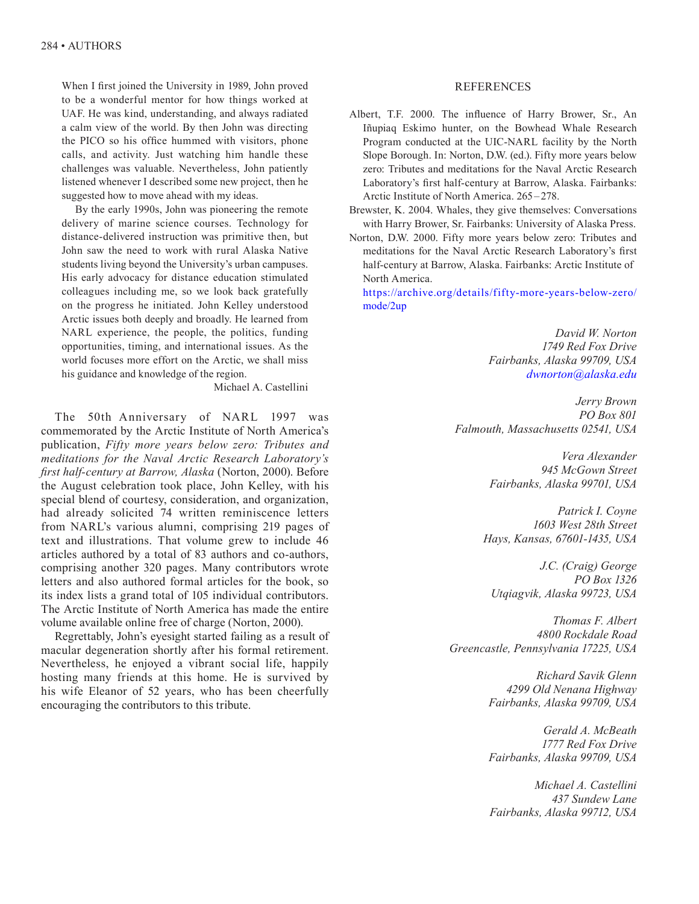When I first joined the University in 1989, John proved to be a wonderful mentor for how things worked at UAF. He was kind, understanding, and always radiated a calm view of the world. By then John was directing the PICO so his office hummed with visitors, phone calls, and activity. Just watching him handle these challenges was valuable. Nevertheless, John patiently listened whenever I described some new project, then he suggested how to move ahead with my ideas.

By the early 1990s, John was pioneering the remote delivery of marine science courses. Technology for distance-delivered instruction was primitive then, but John saw the need to work with rural Alaska Native students living beyond the University's urban campuses. His early advocacy for distance education stimulated colleagues including me, so we look back gratefully on the progress he initiated. John Kelley understood Arctic issues both deeply and broadly. He learned from NARL experience, the people, the politics, funding opportunities, timing, and international issues. As the world focuses more effort on the Arctic, we shall miss his guidance and knowledge of the region.

Michael A. Castellini

The 50th Anniversary of NARL 1997 was commemorated by the Arctic Institute of North America's publication, *Fifty more years below zero: Tributes and meditations for the Naval Arctic Research Laboratory's first half-century at Barrow, Alaska* (Norton, 2000). Before the August celebration took place, John Kelley, with his special blend of courtesy, consideration, and organization, had already solicited 74 written reminiscence letters from NARL's various alumni, comprising 219 pages of text and illustrations. That volume grew to include 46 articles authored by a total of 83 authors and co-authors, comprising another 320 pages. Many contributors wrote letters and also authored formal articles for the book, so its index lists a grand total of 105 individual contributors. The Arctic Institute of North America has made the entire volume available online free of charge (Norton, 2000).

Regrettably, John's eyesight started failing as a result of macular degeneration shortly after his formal retirement. Nevertheless, he enjoyed a vibrant social life, happily hosting many friends at this home. He is survived by his wife Eleanor of 52 years, who has been cheerfully encouraging the contributors to this tribute.

## REFERENCES

Albert, T.F. 2000. The influence of Harry Brower, Sr., An Iñupiaq Eskimo hunter, on the Bowhead Whale Research Program conducted at the UIC-NARL facility by the North Slope Borough. In: Norton, D.W. (ed.). Fifty more years below zero: Tributes and meditations for the Naval Arctic Research Laboratory's first half-century at Barrow, Alaska. Fairbanks: Arctic Institute of North America. 265–278.

Brewster, K. 2004. Whales, they give themselves: Conversations with Harry Brower, Sr. Fairbanks: University of Alaska Press.

Norton, D.W. 2000. Fifty more years below zero: Tributes and meditations for the Naval Arctic Research Laboratory's first half-century at Barrow, Alaska. Fairbanks: Arctic Institute of North America. https://archive.org/details/fifty-more-years-below-zero/mode/2up

*David W. Norton*
*1749 Red Fox Drive*
*Fairbanks, Alaska 99709, USA*
*dwnorton@alaska.edu*

*Jerry Brown*
*PO Box 801*
*Falmouth, Massachusetts 02541, USA*

*Vera Alexander*
*945 McGown Street*
*Fairbanks, Alaska 99701, USA*

*Patrick I. Coyne*
*1603 West 28th Street*
*Hays, Kansas, 67601-1435, USA*

*J.C. (Craig) George*
*PO Box 1326*
*Utqiagvik, Alaska 99723, USA*

*Thomas F. Albert*
*4800 Rockdale Road*
*Greencastle, Pennsylvania 17225, USA*

*Richard Savik Glenn*
*4299 Old Nenana Highway*
*Fairbanks, Alaska 99709, USA*

*Gerald A. McBeath*
*1777 Red Fox Drive*
*Fairbanks, Alaska 99709, USA*

*Michael A. Castellini*
*437 Sundew Lane*
*Fairbanks, Alaska 99712, USA*